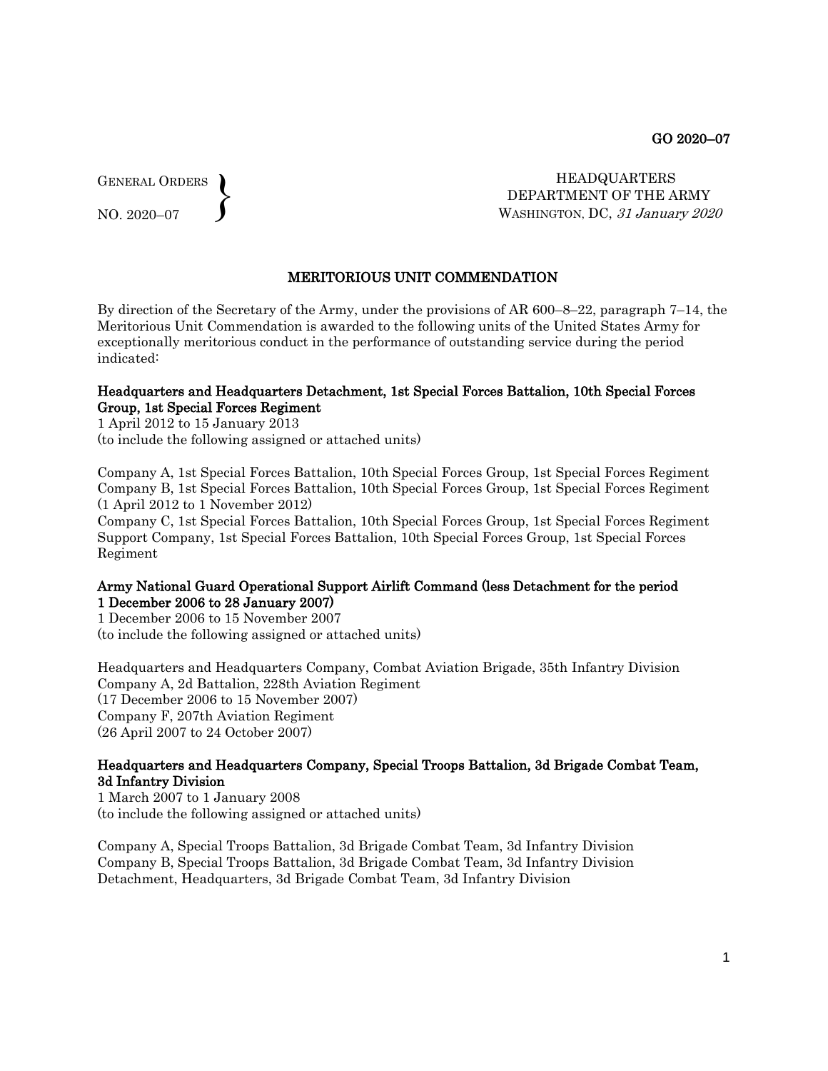GO 2020–07

GENERAL ORDERS
NO. 2020–07

HEADQUARTERS
DEPARTMENT OF THE ARMY
WASHINGTON, DC, *31 January 2020*

# MERITORIOUS UNIT COMMENDATION

By direction of the Secretary of the Army, under the provisions of AR 600–8–22, paragraph 7–14, the Meritorious Unit Commendation is awarded to the following units of the United States Army for exceptionally meritorious conduct in the performance of outstanding service during the period indicated:

**Headquarters and Headquarters Detachment, 1st Special Forces Battalion, 10th Special Forces Group, 1st Special Forces Regiment**
1 April 2012 to 15 January 2013
(to include the following assigned or attached units)

Company A, 1st Special Forces Battalion, 10th Special Forces Group, 1st Special Forces Regiment
Company B, 1st Special Forces Battalion, 10th Special Forces Group, 1st Special Forces Regiment
(1 April 2012 to 1 November 2012)
Company C, 1st Special Forces Battalion, 10th Special Forces Group, 1st Special Forces Regiment
Support Company, 1st Special Forces Battalion, 10th Special Forces Group, 1st Special Forces Regiment

**Army National Guard Operational Support Airlift Command (less Detachment for the period 1 December 2006 to 28 January 2007)**
1 December 2006 to 15 November 2007
(to include the following assigned or attached units)

Headquarters and Headquarters Company, Combat Aviation Brigade, 35th Infantry Division
Company A, 2d Battalion, 228th Aviation Regiment
(17 December 2006 to 15 November 2007)
Company F, 207th Aviation Regiment
(26 April 2007 to 24 October 2007)

**Headquarters and Headquarters Company, Special Troops Battalion, 3d Brigade Combat Team, 3d Infantry Division**
1 March 2007 to 1 January 2008
(to include the following assigned or attached units)

Company A, Special Troops Battalion, 3d Brigade Combat Team, 3d Infantry Division
Company B, Special Troops Battalion, 3d Brigade Combat Team, 3d Infantry Division
Detachment, Headquarters, 3d Brigade Combat Team, 3d Infantry Division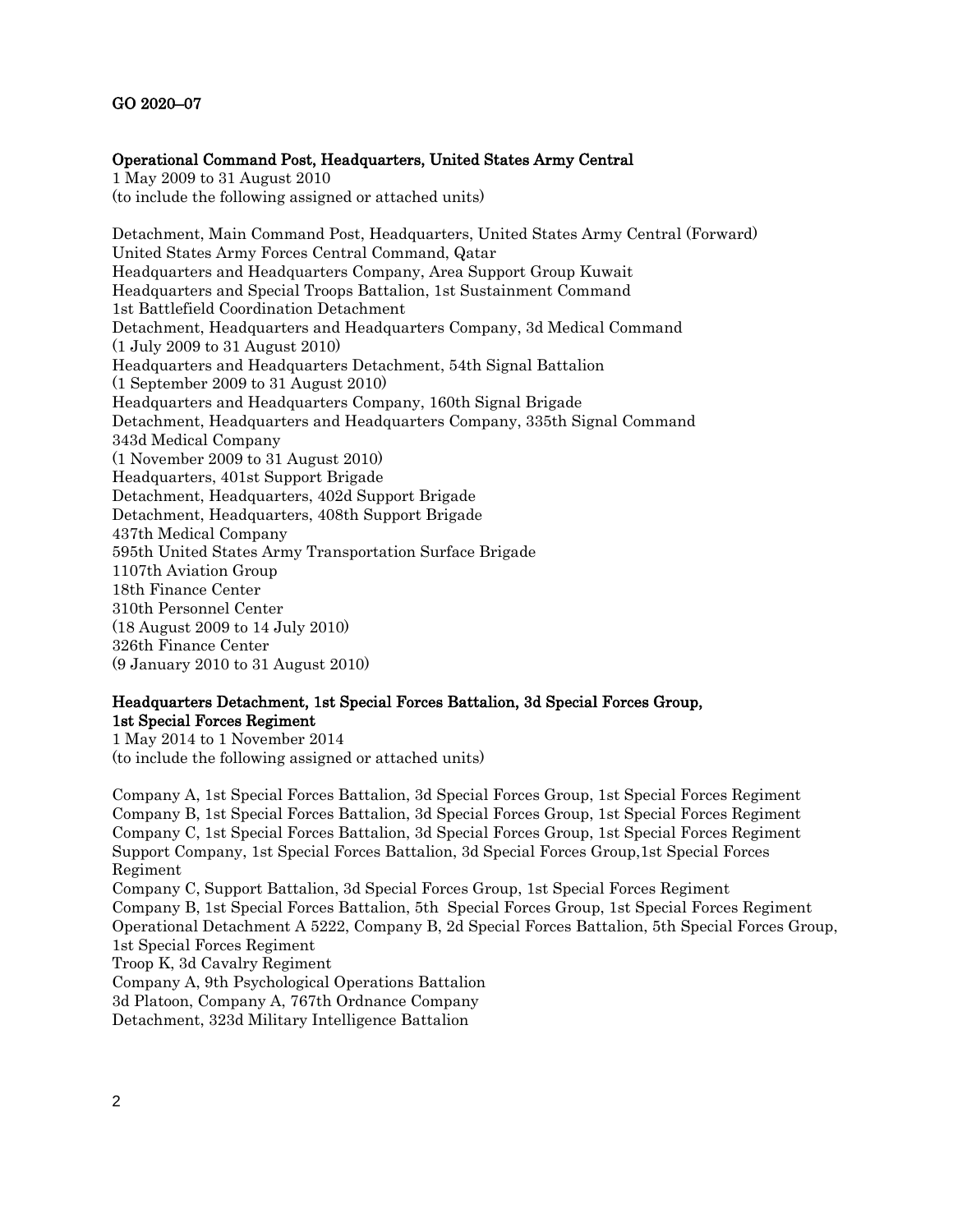**GO 2020–07**

**Operational Command Post, Headquarters, United States Army Central**
1 May 2009 to 31 August 2010
(to include the following assigned or attached units)

Detachment, Main Command Post, Headquarters, United States Army Central (Forward)
United States Army Forces Central Command, Qatar
Headquarters and Headquarters Company, Area Support Group Kuwait
Headquarters and Special Troops Battalion, 1st Sustainment Command
1st Battlefield Coordination Detachment
Detachment, Headquarters and Headquarters Company, 3d Medical Command
(1 July 2009 to 31 August 2010)
Headquarters and Headquarters Detachment, 54th Signal Battalion
(1 September 2009 to 31 August 2010)
Headquarters and Headquarters Company, 160th Signal Brigade
Detachment, Headquarters and Headquarters Company, 335th Signal Command
343d Medical Company
(1 November 2009 to 31 August 2010)
Headquarters, 401st Support Brigade
Detachment, Headquarters, 402d Support Brigade
Detachment, Headquarters, 408th Support Brigade
437th Medical Company
595th United States Army Transportation Surface Brigade
1107th Aviation Group
18th Finance Center
310th Personnel Center
(18 August 2009 to 14 July 2010)
326th Finance Center
(9 January 2010 to 31 August 2010)

**Headquarters Detachment, 1st Special Forces Battalion, 3d Special Forces Group, 1st Special Forces Regiment**
1 May 2014 to 1 November 2014
(to include the following assigned or attached units)

Company A, 1st Special Forces Battalion, 3d Special Forces Group, 1st Special Forces Regiment
Company B, 1st Special Forces Battalion, 3d Special Forces Group, 1st Special Forces Regiment
Company C, 1st Special Forces Battalion, 3d Special Forces Group, 1st Special Forces Regiment
Support Company, 1st Special Forces Battalion, 3d Special Forces Group,1st Special Forces Regiment
Company C, Support Battalion, 3d Special Forces Group, 1st Special Forces Regiment
Company B, 1st Special Forces Battalion, 5th Special Forces Group, 1st Special Forces Regiment
Operational Detachment A 5222, Company B, 2d Special Forces Battalion, 5th Special Forces Group, 1st Special Forces Regiment
Troop K, 3d Cavalry Regiment
Company A, 9th Psychological Operations Battalion
3d Platoon, Company A, 767th Ordnance Company
Detachment, 323d Military Intelligence Battalion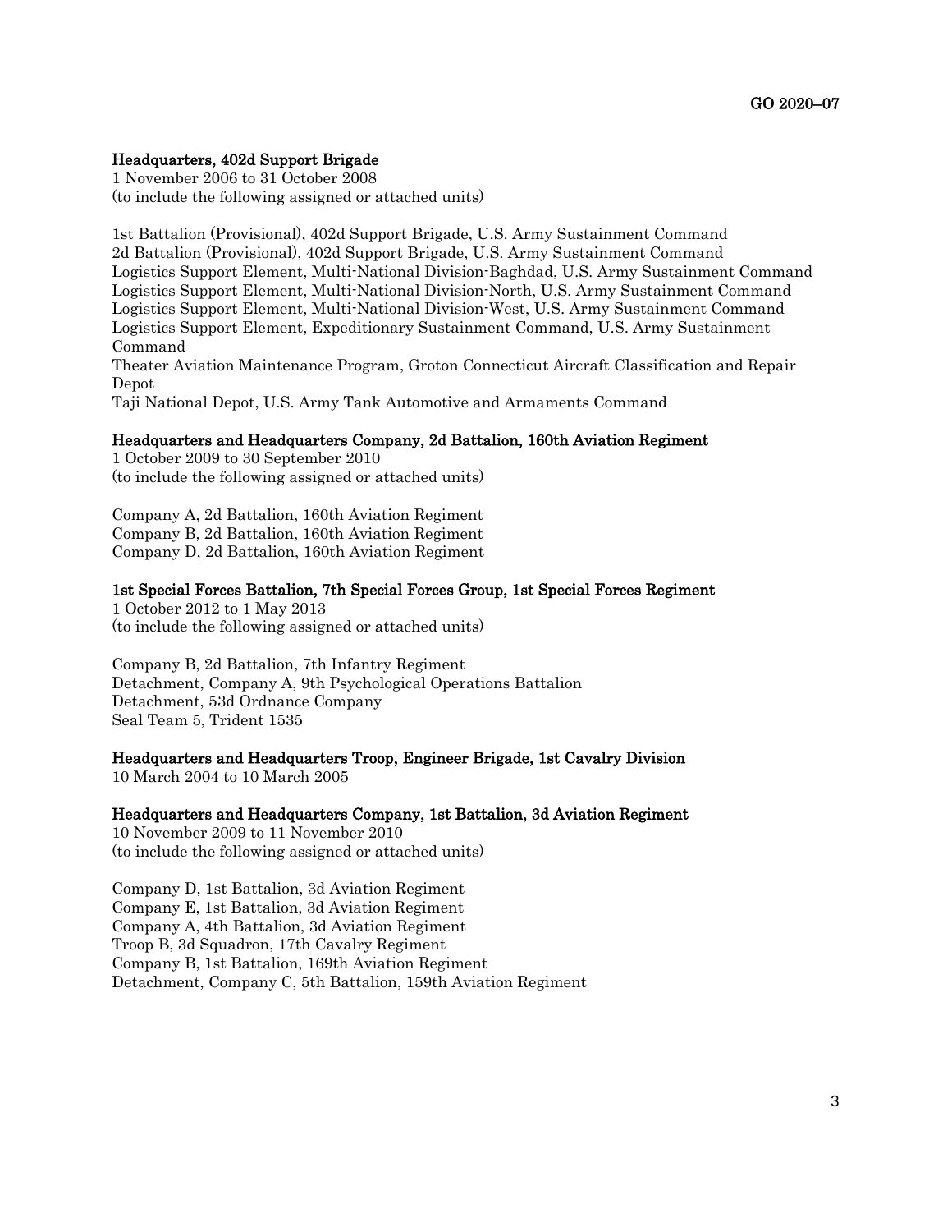**Headquarters, 402d Support Brigade**
1 November 2006 to 31 October 2008
(to include the following assigned or attached units)

1st Battalion (Provisional), 402d Support Brigade, U.S. Army Sustainment Command
2d Battalion (Provisional), 402d Support Brigade, U.S. Army Sustainment Command
Logistics Support Element, Multi-National Division-Baghdad, U.S. Army Sustainment Command
Logistics Support Element, Multi-National Division-North, U.S. Army Sustainment Command
Logistics Support Element, Multi-National Division-West, U.S. Army Sustainment Command
Logistics Support Element, Expeditionary Sustainment Command, U.S. Army Sustainment Command
Theater Aviation Maintenance Program, Groton Connecticut Aircraft Classification and Repair Depot
Taji National Depot, U.S. Army Tank Automotive and Armaments Command

**Headquarters and Headquarters Company, 2d Battalion, 160th Aviation Regiment**
1 October 2009 to 30 September 2010
(to include the following assigned or attached units)

Company A, 2d Battalion, 160th Aviation Regiment
Company B, 2d Battalion, 160th Aviation Regiment
Company D, 2d Battalion, 160th Aviation Regiment

**1st Special Forces Battalion, 7th Special Forces Group, 1st Special Forces Regiment**
1 October 2012 to 1 May 2013
(to include the following assigned or attached units)

Company B, 2d Battalion, 7th Infantry Regiment
Detachment, Company A, 9th Psychological Operations Battalion
Detachment, 53d Ordnance Company
Seal Team 5, Trident 1535

**Headquarters and Headquarters Troop, Engineer Brigade, 1st Cavalry Division**
10 March 2004 to 10 March 2005

**Headquarters and Headquarters Company, 1st Battalion, 3d Aviation Regiment**
10 November 2009 to 11 November 2010
(to include the following assigned or attached units)

Company D, 1st Battalion, 3d Aviation Regiment
Company E, 1st Battalion, 3d Aviation Regiment
Company A, 4th Battalion, 3d Aviation Regiment
Troop B, 3d Squadron, 17th Cavalry Regiment
Company B, 1st Battalion, 169th Aviation Regiment
Detachment, Company C, 5th Battalion, 159th Aviation Regiment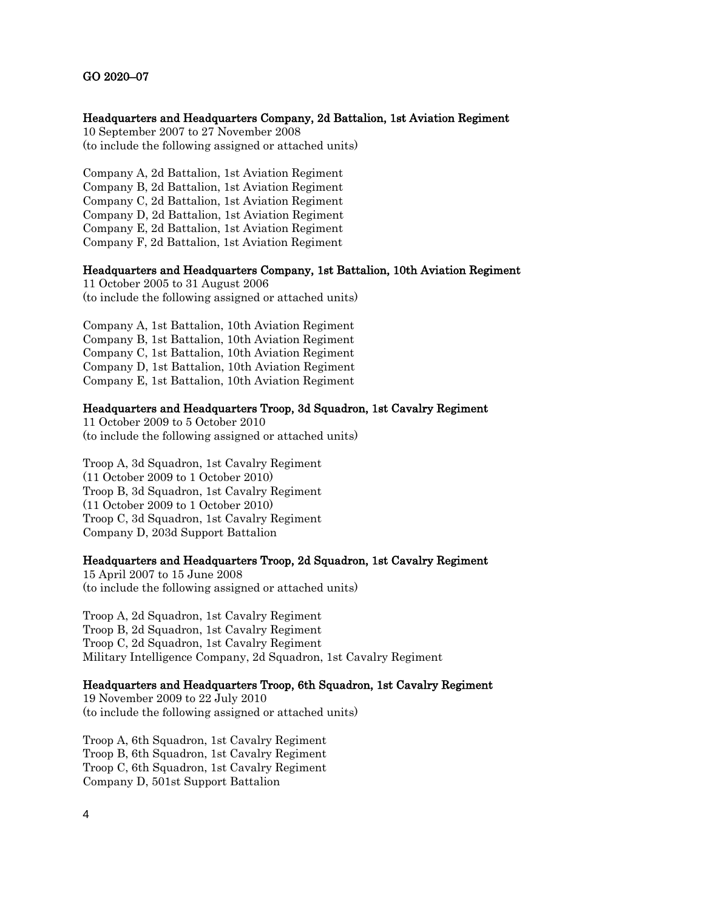**Headquarters and Headquarters Company, 2d Battalion, 1st Aviation Regiment**
10 September 2007 to 27 November 2008
(to include the following assigned or attached units)

Company A, 2d Battalion, 1st Aviation Regiment
Company B, 2d Battalion, 1st Aviation Regiment
Company C, 2d Battalion, 1st Aviation Regiment
Company D, 2d Battalion, 1st Aviation Regiment
Company E, 2d Battalion, 1st Aviation Regiment
Company F, 2d Battalion, 1st Aviation Regiment

**Headquarters and Headquarters Company, 1st Battalion, 10th Aviation Regiment**
11 October 2005 to 31 August 2006
(to include the following assigned or attached units)

Company A, 1st Battalion, 10th Aviation Regiment
Company B, 1st Battalion, 10th Aviation Regiment
Company C, 1st Battalion, 10th Aviation Regiment
Company D, 1st Battalion, 10th Aviation Regiment
Company E, 1st Battalion, 10th Aviation Regiment

**Headquarters and Headquarters Troop, 3d Squadron, 1st Cavalry Regiment**
11 October 2009 to 5 October 2010
(to include the following assigned or attached units)

Troop A, 3d Squadron, 1st Cavalry Regiment
(11 October 2009 to 1 October 2010)
Troop B, 3d Squadron, 1st Cavalry Regiment
(11 October 2009 to 1 October 2010)
Troop C, 3d Squadron, 1st Cavalry Regiment
Company D, 203d Support Battalion

**Headquarters and Headquarters Troop, 2d Squadron, 1st Cavalry Regiment**
15 April 2007 to 15 June 2008
(to include the following assigned or attached units)

Troop A, 2d Squadron, 1st Cavalry Regiment
Troop B, 2d Squadron, 1st Cavalry Regiment
Troop C, 2d Squadron, 1st Cavalry Regiment
Military Intelligence Company, 2d Squadron, 1st Cavalry Regiment

**Headquarters and Headquarters Troop, 6th Squadron, 1st Cavalry Regiment**
19 November 2009 to 22 July 2010
(to include the following assigned or attached units)

Troop A, 6th Squadron, 1st Cavalry Regiment
Troop B, 6th Squadron, 1st Cavalry Regiment
Troop C, 6th Squadron, 1st Cavalry Regiment
Company D, 501st Support Battalion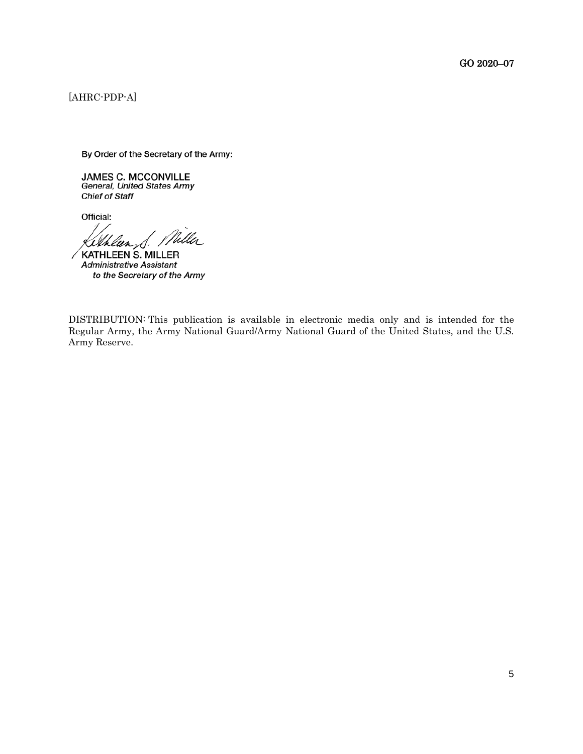[AHRC-PDP-A]

By Order of the Secretary of the Army:

**JAMES C. MCCONVILLE**
*General, United States Army*
*Chief of Staff*

Official:

**KATHLEEN S. MILLER**
*Administrative Assistant*
*to the Secretary of the Army*

DISTRIBUTION: This publication is available in electronic media only and is intended for the Regular Army, the Army National Guard/Army National Guard of the United States, and the U.S. Army Reserve.